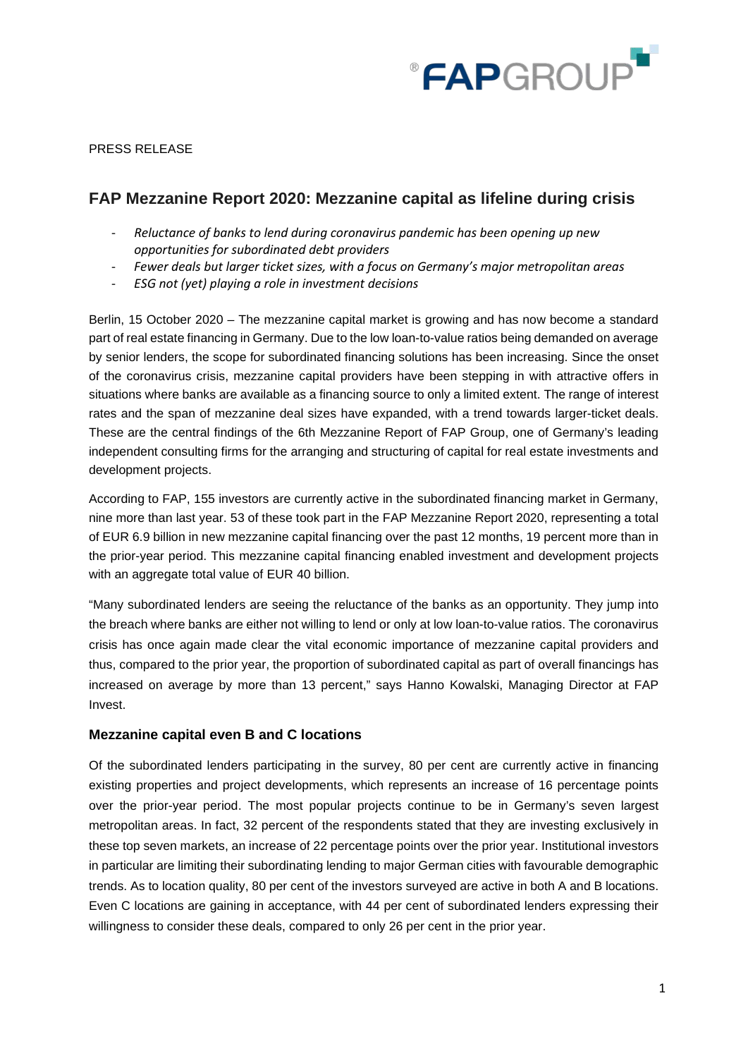PRESS RELEASE

# FAP Mezzanine Report 2020: Mezzanine capital as lifeline during crisis

- *Reluctance of banks to lend during coronavirus pandemic has been opening up new opportunities for subordinated debt providers*
- *Fewer deals but larger ticket sizes, with a focus on Germany's major metropolitan areas*
- *ESG not (yet) playing a role in investment decisions*

Berlin, 15 October 2020 – The mezzanine capital market is growing and has now become a standard part of real estate financing in Germany. Due to the low loan-to-value ratios being demanded on average by senior lenders, the scope for subordinated financing solutions has been increasing. Since the onset of the coronavirus crisis, mezzanine capital providers have been stepping in with attractive offers in situations where banks are available as a financing source to only a limited extent. The range of interest rates and the span of mezzanine deal sizes have expanded, with a trend towards larger-ticket deals. These are the central findings of the 6th Mezzanine Report of FAP Group, one of Germany's leading independent consulting firms for the arranging and structuring of capital for real estate investments and development projects.

According to FAP, 155 investors are currently active in the subordinated financing market in Germany, nine more than last year. 53 of these took part in the FAP Mezzanine Report 2020, representing a total of EUR 6.9 billion in new mezzanine capital financing over the past 12 months, 19 percent more than in the prior-year period. This mezzanine capital financing enabled investment and development projects with an aggregate total value of EUR 40 billion.

"Many subordinated lenders are seeing the reluctance of the banks as an opportunity. They jump into the breach where banks are either not willing to lend or only at low loan-to-value ratios. The coronavirus crisis has once again made clear the vital economic importance of mezzanine capital providers and thus, compared to the prior year, the proportion of subordinated capital as part of overall financings has increased on average by more than 13 percent," says Hanno Kowalski, Managing Director at FAP Invest.

## Mezzanine capital even B and C locations

Of the subordinated lenders participating in the survey, 80 per cent are currently active in financing existing properties and project developments, which represents an increase of 16 percentage points over the prior-year period. The most popular projects continue to be in Germany's seven largest metropolitan areas. In fact, 32 percent of the respondents stated that they are investing exclusively in these top seven markets, an increase of 22 percentage points over the prior year. Institutional investors in particular are limiting their subordinating lending to major German cities with favourable demographic trends. As to location quality, 80 per cent of the investors surveyed are active in both A and B locations. Even C locations are gaining in acceptance, with 44 per cent of subordinated lenders expressing their willingness to consider these deals, compared to only 26 per cent in the prior year.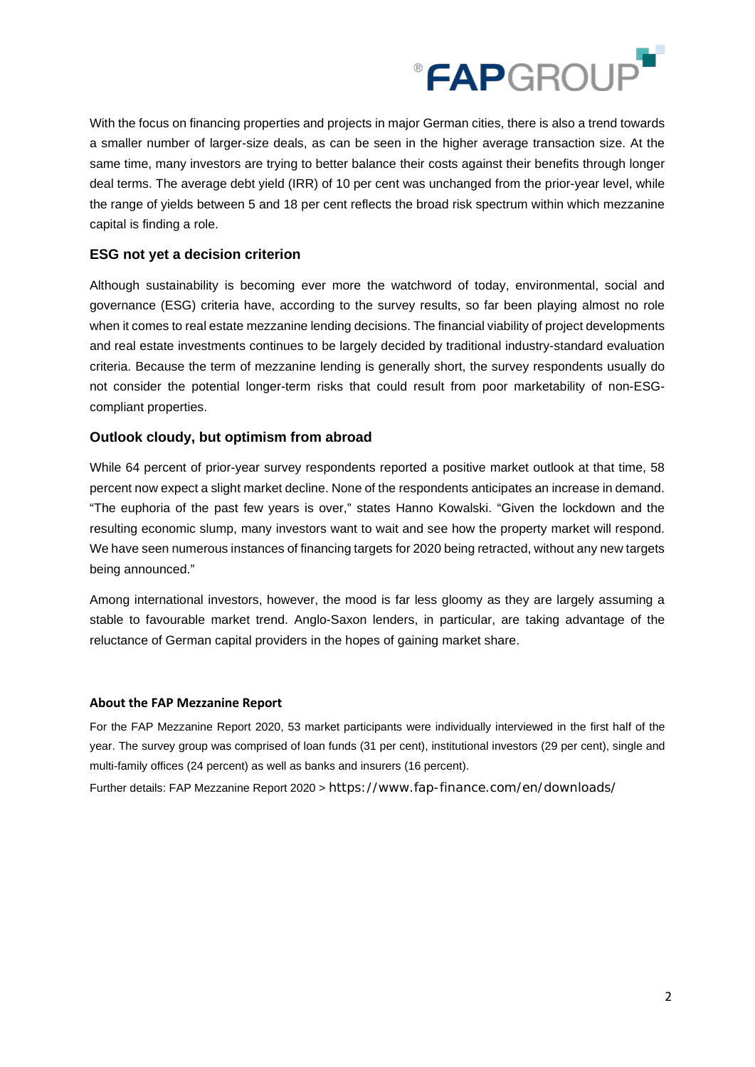With the focus on financing properties and projects in major German cities, there is also a trend towards a smaller number of larger-size deals, as can be seen in the higher average transaction size. At the same time, many investors are trying to better balance their costs against their benefits through longer deal terms. The average debt yield (IRR) of 10 per cent was unchanged from the prior-year level, while the range of yields between 5 and 18 per cent reflects the broad risk spectrum within which mezzanine capital is finding a role.

## ESG not yet a decision criterion

Although sustainability is becoming ever more the watchword of today, environmental, social and governance (ESG) criteria have, according to the survey results, so far been playing almost no role when it comes to real estate mezzanine lending decisions. The financial viability of project developments and real estate investments continues to be largely decided by traditional industry-standard evaluation criteria. Because the term of mezzanine lending is generally short, the survey respondents usually do not consider the potential longer-term risks that could result from poor marketability of non-ESG-compliant properties.

## Outlook cloudy, but optimism from abroad

While 64 percent of prior-year survey respondents reported a positive market outlook at that time, 58 percent now expect a slight market decline. None of the respondents anticipates an increase in demand. “The euphoria of the past few years is over,” states Hanno Kowalski. “Given the lockdown and the resulting economic slump, many investors want to wait and see how the property market will respond. We have seen numerous instances of financing targets for 2020 being retracted, without any new targets being announced.”

Among international investors, however, the mood is far less gloomy as they are largely assuming a stable to favourable market trend. Anglo-Saxon lenders, in particular, are taking advantage of the reluctance of German capital providers in the hopes of gaining market share.

**About the FAP Mezzanine Report**

For the FAP Mezzanine Report 2020, 53 market participants were individually interviewed in the first half of the year. The survey group was comprised of loan funds (31 per cent), institutional investors (29 per cent), single and multi-family offices (24 percent) as well as banks and insurers (16 percent).

Further details: FAP Mezzanine Report 2020 > https://www.fap-finance.com/en/downloads/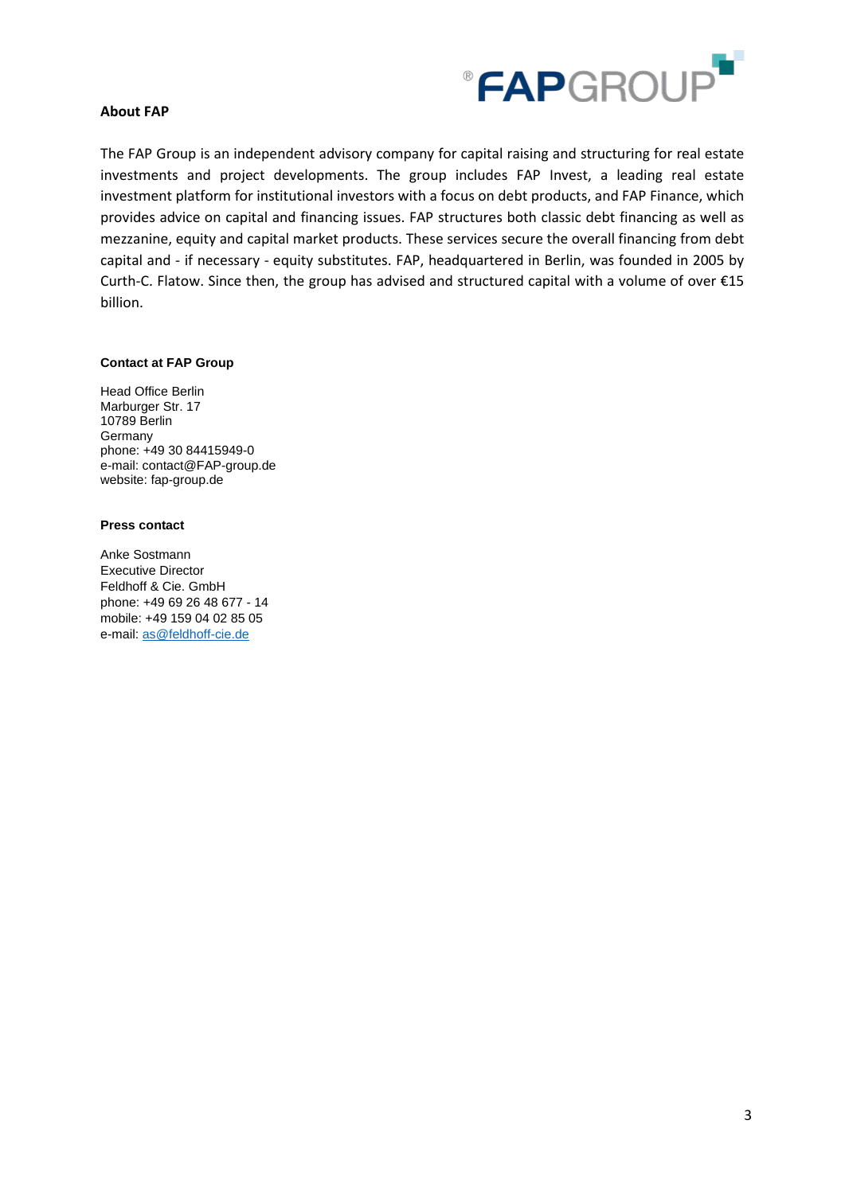**About FAP**

The FAP Group is an independent advisory company for capital raising and structuring for real estate investments and project developments. The group includes FAP Invest, a leading real estate investment platform for institutional investors with a focus on debt products, and FAP Finance, which provides advice on capital and financing issues. FAP structures both classic debt financing as well as mezzanine, equity and capital market products. These services secure the overall financing from debt capital and - if necessary - equity substitutes. FAP, headquartered in Berlin, was founded in 2005 by Curth-C. Flatow. Since then, the group has advised and structured capital with a volume of over €15 billion.

**Contact at FAP Group**

Head Office Berlin
Marburger Str. 17
10789 Berlin
Germany
phone: +49 30 84415949-0
e-mail: contact@FAP-group.de
website: fap-group.de

**Press contact**

Anke Sostmann
Executive Director
Feldhoff & Cie. GmbH
phone: +49 69 26 48 677 - 14
mobile: +49 159 04 02 85 05
e-mail: as@feldhoff-cie.de